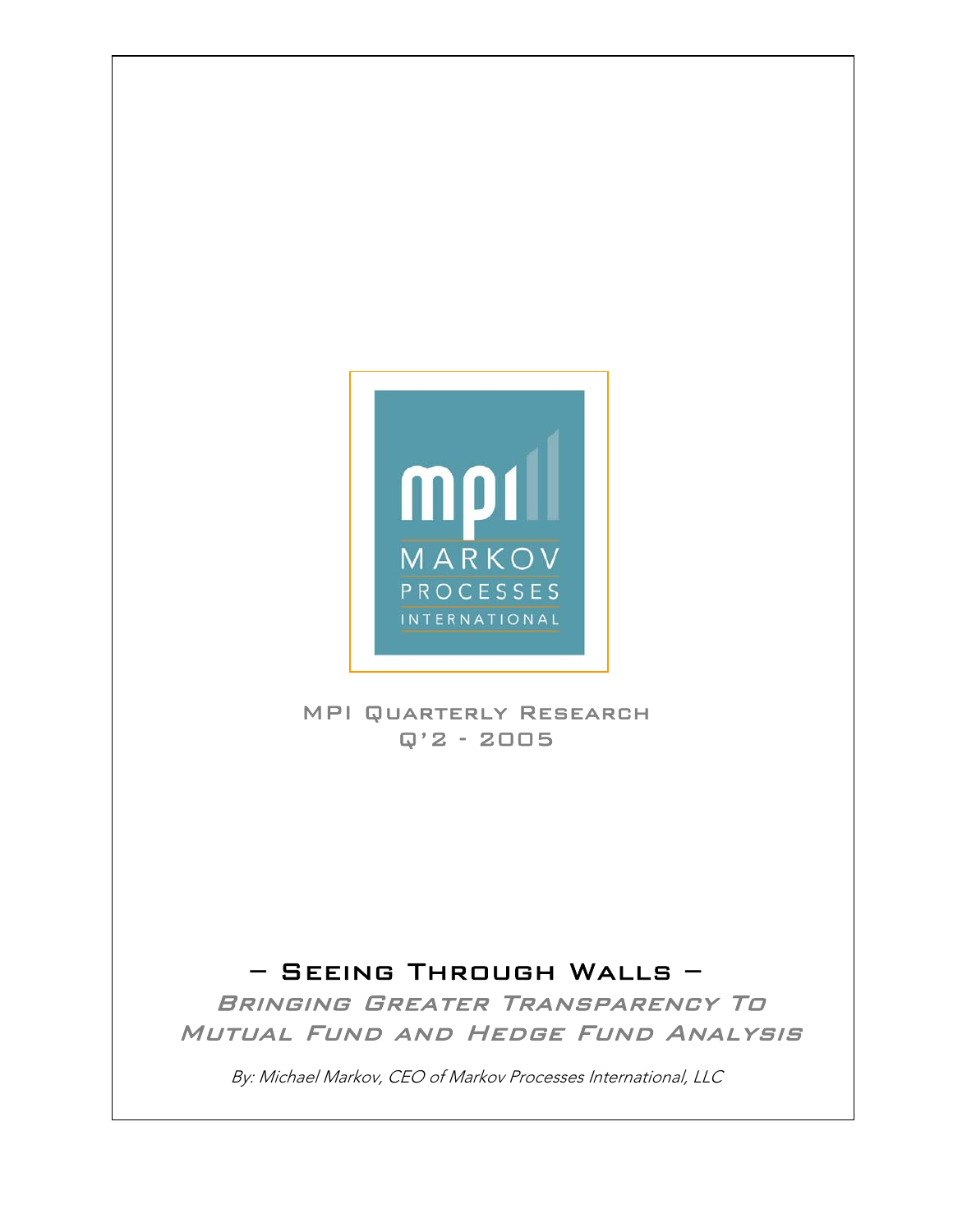mpi
MARKOV
PROCESSES
INTERNATIONAL

MPI Quarterly Research
Q'2 - 2005

# – Seeing Through Walls –

## *Bringing Greater Transparency To Mutual Fund and Hedge Fund Analysis*

*By: Michael Markov, CEO of Markov Processes International, LLC*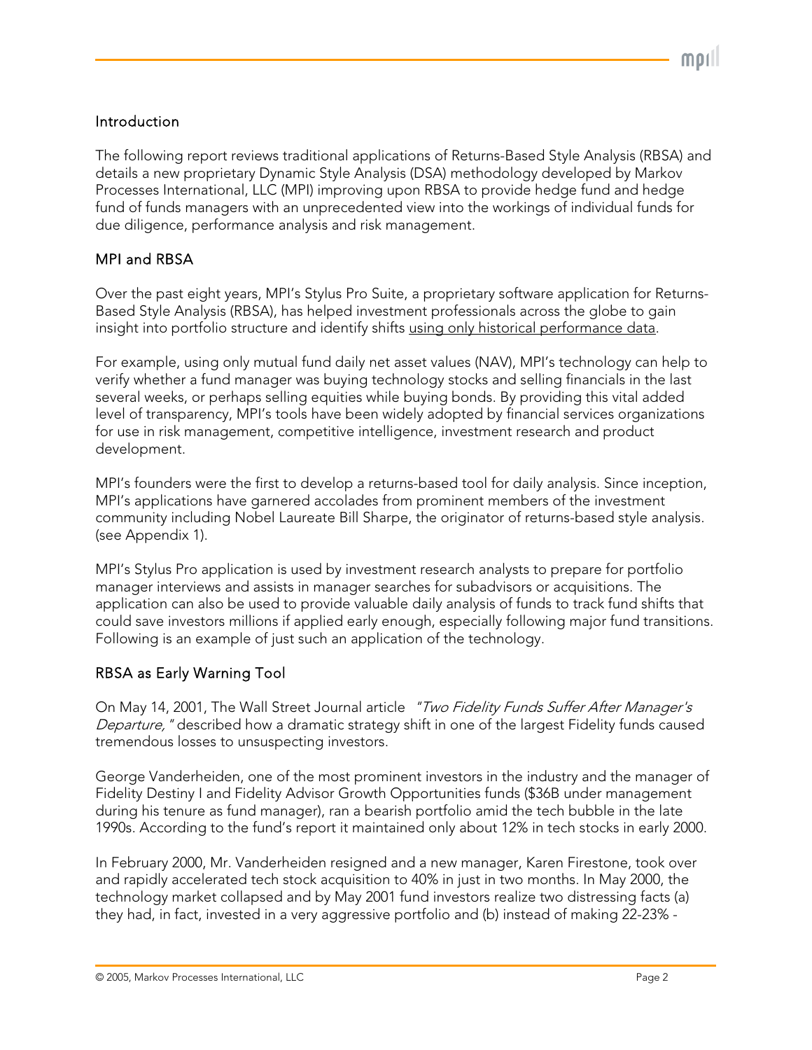## Introduction

The following report reviews traditional applications of Returns-Based Style Analysis (RBSA) and details a new proprietary Dynamic Style Analysis (DSA) methodology developed by Markov Processes International, LLC (MPI) improving upon RBSA to provide hedge fund and hedge fund of funds managers with an unprecedented view into the workings of individual funds for due diligence, performance analysis and risk management.

## MPI and RBSA

Over the past eight years, MPI's Stylus Pro Suite, a proprietary software application for Returns-Based Style Analysis (RBSA), has helped investment professionals across the globe to gain insight into portfolio structure and identify shifts using only historical performance data.

For example, using only mutual fund daily net asset values (NAV), MPI's technology can help to verify whether a fund manager was buying technology stocks and selling financials in the last several weeks, or perhaps selling equities while buying bonds. By providing this vital added level of transparency, MPI's tools have been widely adopted by financial services organizations for use in risk management, competitive intelligence, investment research and product development.

MPI's founders were the first to develop a returns-based tool for daily analysis. Since inception, MPI's applications have garnered accolades from prominent members of the investment community including Nobel Laureate Bill Sharpe, the originator of returns-based style analysis. (see Appendix 1).

MPI's Stylus Pro application is used by investment research analysts to prepare for portfolio manager interviews and assists in manager searches for subadvisors or acquisitions. The application can also be used to provide valuable daily analysis of funds to track fund shifts that could save investors millions if applied early enough, especially following major fund transitions. Following is an example of just such an application of the technology.

## RBSA as Early Warning Tool

On May 14, 2001, The Wall Street Journal article "*Two Fidelity Funds Suffer After Manager's Departure,*" described how a dramatic strategy shift in one of the largest Fidelity funds caused tremendous losses to unsuspecting investors.

George Vanderheiden, one of the most prominent investors in the industry and the manager of Fidelity Destiny I and Fidelity Advisor Growth Opportunities funds ($36B under management during his tenure as fund manager), ran a bearish portfolio amid the tech bubble in the late 1990s. According to the fund's report it maintained only about 12% in tech stocks in early 2000.

In February 2000, Mr. Vanderheiden resigned and a new manager, Karen Firestone, took over and rapidly accelerated tech stock acquisition to 40% in just in two months. In May 2000, the technology market collapsed and by May 2001 fund investors realize two distressing facts (a) they had, in fact, invested in a very aggressive portfolio and (b) instead of making 22-23% -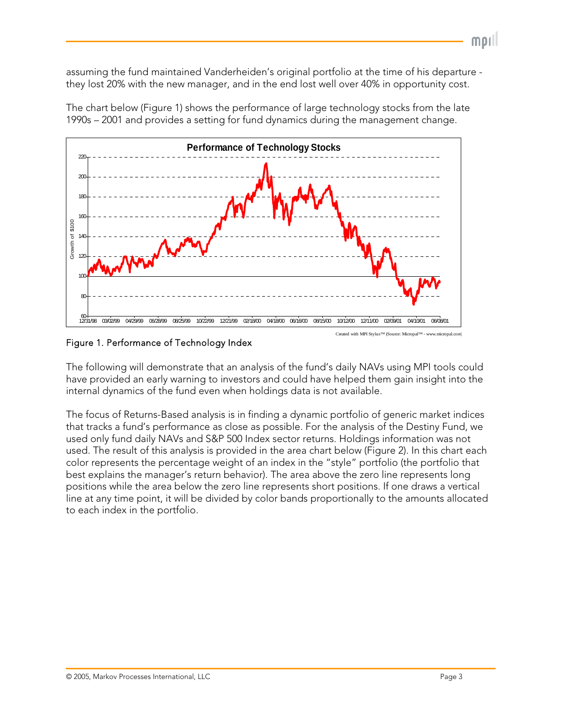assuming the fund maintained Vanderheiden's original portfolio at the time of his departure - they lost 20% with the new manager, and in the end lost well over 40% in opportunity cost.

The chart below (Figure 1) shows the performance of large technology stocks from the late 1990s – 2001 and provides a setting for fund dynamics during the management change.

Figure 1. Performance of Technology Index

The following will demonstrate that an analysis of the fund's daily NAVs using MPI tools could have provided an early warning to investors and could have helped them gain insight into the internal dynamics of the fund even when holdings data is not available.

The focus of Returns-Based analysis is in finding a dynamic portfolio of generic market indices that tracks a fund's performance as close as possible. For the analysis of the Destiny Fund, we used only fund daily NAVs and S&P 500 Index sector returns. Holdings information was not used. The result of this analysis is provided in the area chart below (Figure 2). In this chart each color represents the percentage weight of an index in the "style" portfolio (the portfolio that best explains the manager's return behavior). The area above the zero line represents long positions while the area below the zero line represents short positions. If one draws a vertical line at any time point, it will be divided by color bands proportionally to the amounts allocated to each index in the portfolio.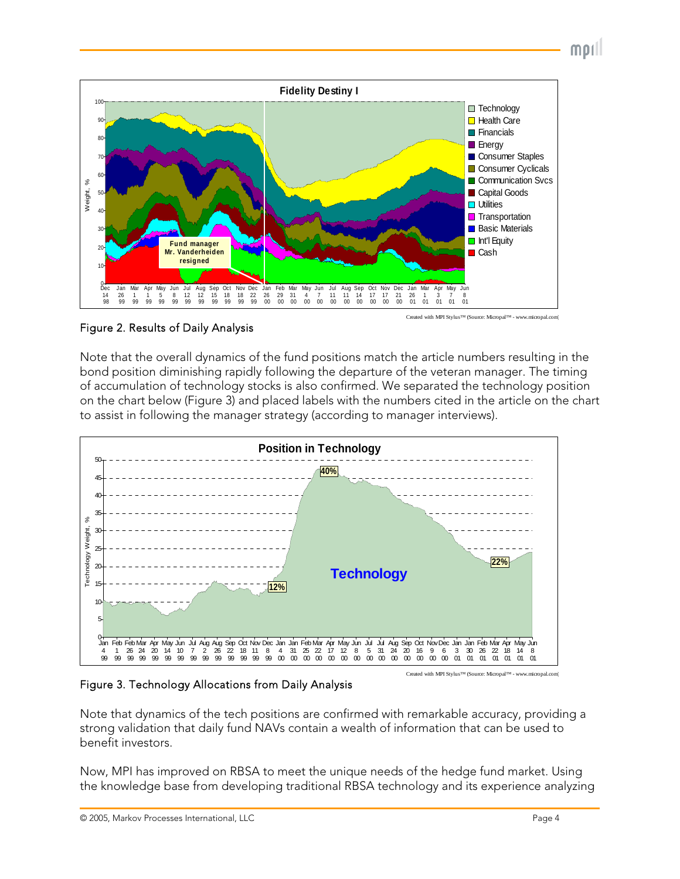Figure 2. Results of Daily Analysis

Note that the overall dynamics of the fund positions match the article numbers resulting in the bond position diminishing rapidly following the departure of the veteran manager. The timing of accumulation of technology stocks is also confirmed. We separated the technology position on the chart below (Figure 3) and placed labels with the numbers cited in the article on the chart to assist in following the manager strategy (according to manager interviews).

Figure 3. Technology Allocations from Daily Analysis

Note that dynamics of the tech positions are confirmed with remarkable accuracy, providing a strong validation that daily fund NAVs contain a wealth of information that can be used to benefit investors.

Now, MPI has improved on RBSA to meet the unique needs of the hedge fund market. Using the knowledge base from developing traditional RBSA technology and its experience analyzing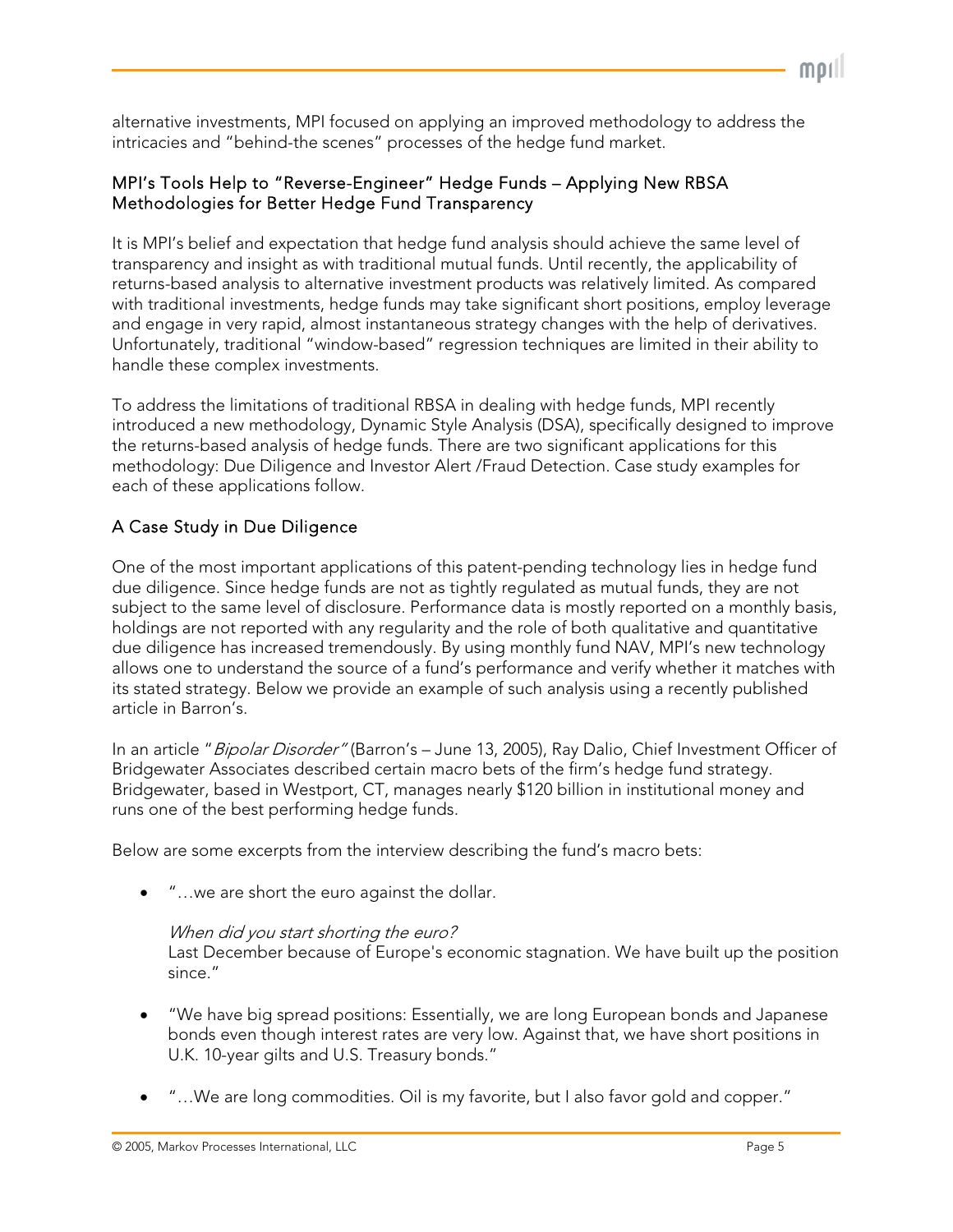alternative investments, MPI focused on applying an improved methodology to address the intricacies and "behind-the scenes" processes of the hedge fund market.

## MPI's Tools Help to "Reverse-Engineer" Hedge Funds – Applying New RBSA Methodologies for Better Hedge Fund Transparency

It is MPI's belief and expectation that hedge fund analysis should achieve the same level of transparency and insight as with traditional mutual funds. Until recently, the applicability of returns-based analysis to alternative investment products was relatively limited. As compared with traditional investments, hedge funds may take significant short positions, employ leverage and engage in very rapid, almost instantaneous strategy changes with the help of derivatives. Unfortunately, traditional "window-based" regression techniques are limited in their ability to handle these complex investments.

To address the limitations of traditional RBSA in dealing with hedge funds, MPI recently introduced a new methodology, Dynamic Style Analysis (DSA), specifically designed to improve the returns-based analysis of hedge funds. There are two significant applications for this methodology: Due Diligence and Investor Alert /Fraud Detection. Case study examples for each of these applications follow.

## A Case Study in Due Diligence

One of the most important applications of this patent-pending technology lies in hedge fund due diligence. Since hedge funds are not as tightly regulated as mutual funds, they are not subject to the same level of disclosure. Performance data is mostly reported on a monthly basis, holdings are not reported with any regularity and the role of both qualitative and quantitative due diligence has increased tremendously. By using monthly fund NAV, MPI's new technology allows one to understand the source of a fund's performance and verify whether it matches with its stated strategy. Below we provide an example of such analysis using a recently published article in Barron's.

In an article "*Bipolar Disorder"* (Barron's – June 13, 2005), Ray Dalio, Chief Investment Officer of Bridgewater Associates described certain macro bets of the firm's hedge fund strategy. Bridgewater, based in Westport, CT, manages nearly $120 billion in institutional money and runs one of the best performing hedge funds.

Below are some excerpts from the interview describing the fund's macro bets:

- "…we are short the euro against the dollar.

  *When did you start shorting the euro?*
  Last December because of Europe's economic stagnation. We have built up the position since."

- "We have big spread positions: Essentially, we are long European bonds and Japanese bonds even though interest rates are very low. Against that, we have short positions in U.K. 10-year gilts and U.S. Treasury bonds."

- "…We are long commodities. Oil is my favorite, but I also favor gold and copper."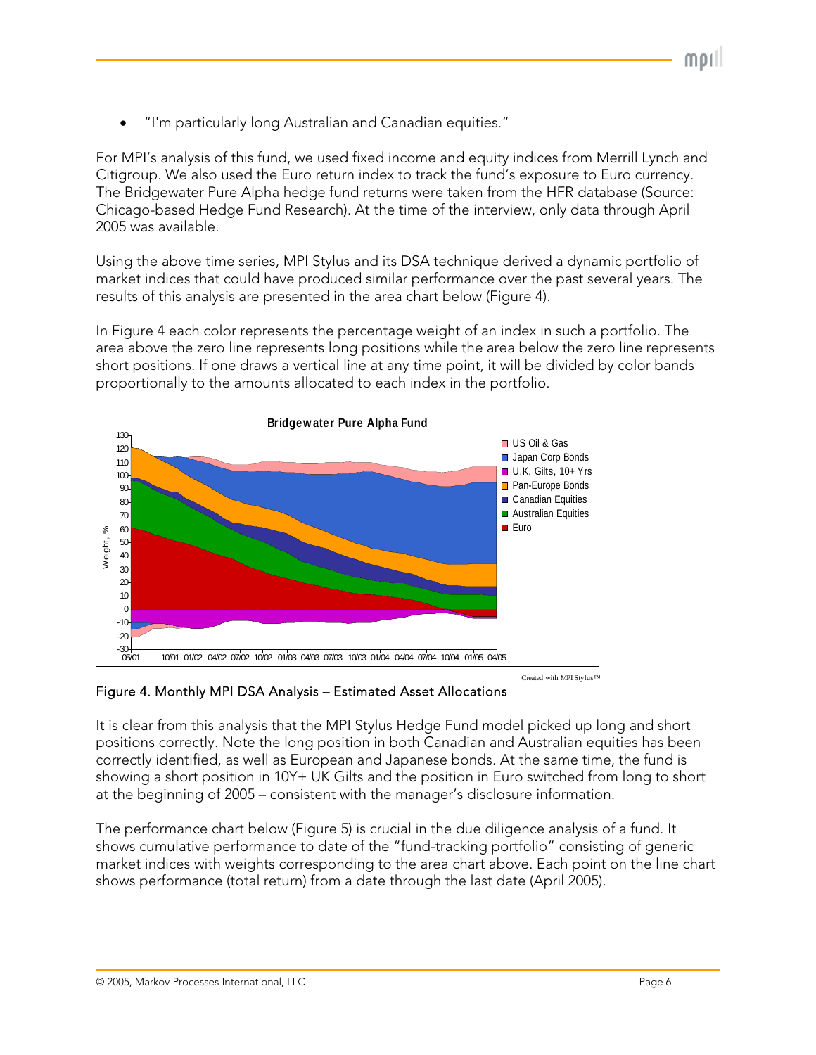- "I'm particularly long Australian and Canadian equities."

For MPI's analysis of this fund, we used fixed income and equity indices from Merrill Lynch and Citigroup. We also used the Euro return index to track the fund's exposure to Euro currency. The Bridgewater Pure Alpha hedge fund returns were taken from the HFR database (Source: Chicago-based Hedge Fund Research). At the time of the interview, only data through April 2005 was available.

Using the above time series, MPI Stylus and its DSA technique derived a dynamic portfolio of market indices that could have produced similar performance over the past several years. The results of this analysis are presented in the area chart below (Figure 4).

In Figure 4 each color represents the percentage weight of an index in such a portfolio. The area above the zero line represents long positions while the area below the zero line represents short positions. If one draws a vertical line at any time point, it will be divided by color bands proportionally to the amounts allocated to each index in the portfolio.

Figure 4. Monthly MPI DSA Analysis – Estimated Asset Allocations

It is clear from this analysis that the MPI Stylus Hedge Fund model picked up long and short positions correctly. Note the long position in both Canadian and Australian equities has been correctly identified, as well as European and Japanese bonds. At the same time, the fund is showing a short position in 10Y+ UK Gilts and the position in Euro switched from long to short at the beginning of 2005 – consistent with the manager's disclosure information.

The performance chart below (Figure 5) is crucial in the due diligence analysis of a fund. It shows cumulative performance to date of the "fund-tracking portfolio" consisting of generic market indices with weights corresponding to the area chart above. Each point on the line chart shows performance (total return) from a date through the last date (April 2005).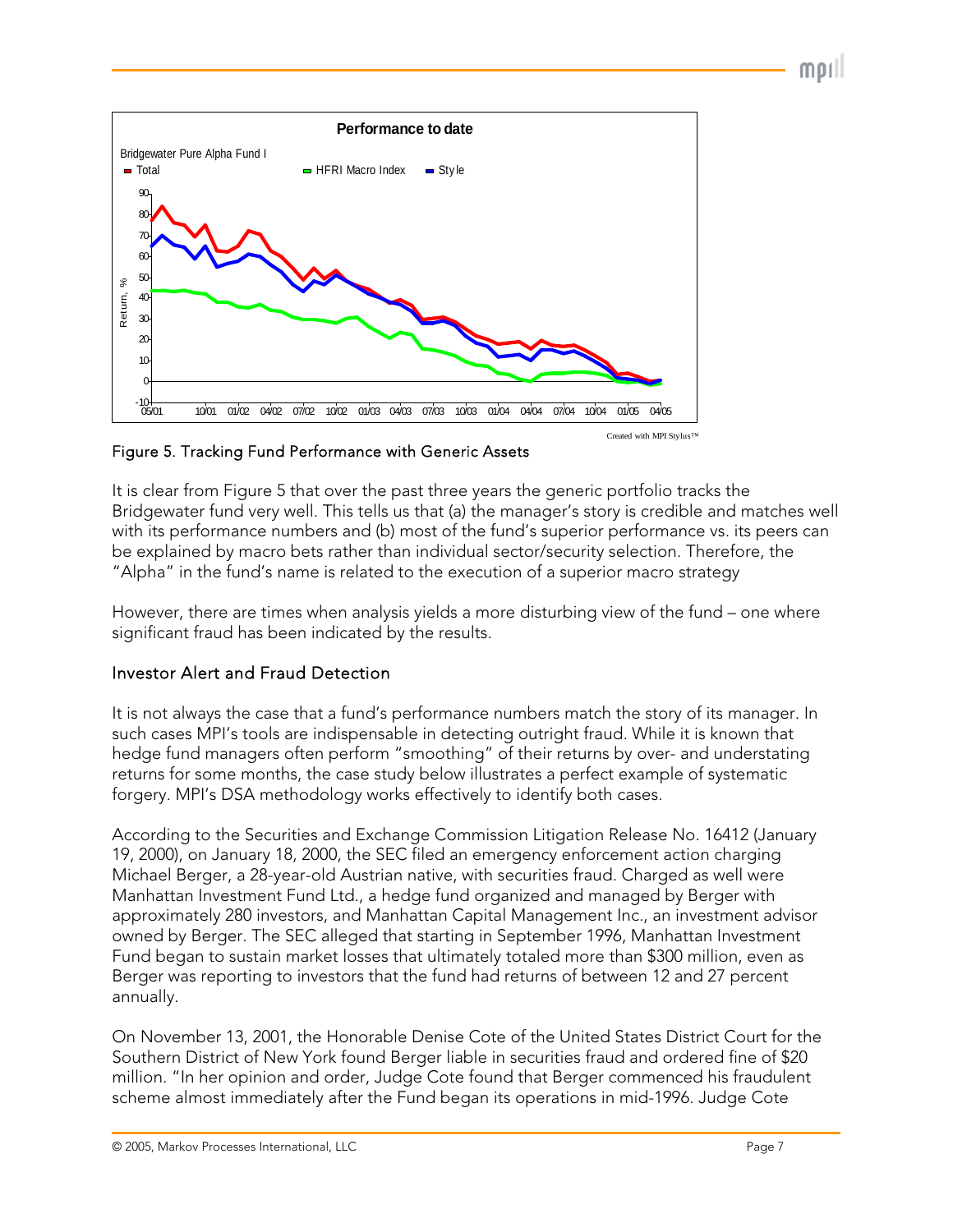Figure 5. Tracking Fund Performance with Generic Assets

It is clear from Figure 5 that over the past three years the generic portfolio tracks the Bridgewater fund very well. This tells us that (a) the manager's story is credible and matches well with its performance numbers and (b) most of the fund's superior performance vs. its peers can be explained by macro bets rather than individual sector/security selection. Therefore, the "Alpha" in the fund's name is related to the execution of a superior macro strategy

However, there are times when analysis yields a more disturbing view of the fund – one where significant fraud has been indicated by the results.

## Investor Alert and Fraud Detection

It is not always the case that a fund's performance numbers match the story of its manager. In such cases MPI's tools are indispensable in detecting outright fraud. While it is known that hedge fund managers often perform "smoothing" of their returns by over- and understating returns for some months, the case study below illustrates a perfect example of systematic forgery. MPI's DSA methodology works effectively to identify both cases.

According to the Securities and Exchange Commission Litigation Release No. 16412 (January 19, 2000), on January 18, 2000, the SEC filed an emergency enforcement action charging Michael Berger, a 28-year-old Austrian native, with securities fraud. Charged as well were Manhattan Investment Fund Ltd., a hedge fund organized and managed by Berger with approximately 280 investors, and Manhattan Capital Management Inc., an investment advisor owned by Berger. The SEC alleged that starting in September 1996, Manhattan Investment Fund began to sustain market losses that ultimately totaled more than $300 million, even as Berger was reporting to investors that the fund had returns of between 12 and 27 percent annually.

On November 13, 2001, the Honorable Denise Cote of the United States District Court for the Southern District of New York found Berger liable in securities fraud and ordered fine of $20 million. "In her opinion and order, Judge Cote found that Berger commenced his fraudulent scheme almost immediately after the Fund began its operations in mid-1996. Judge Cote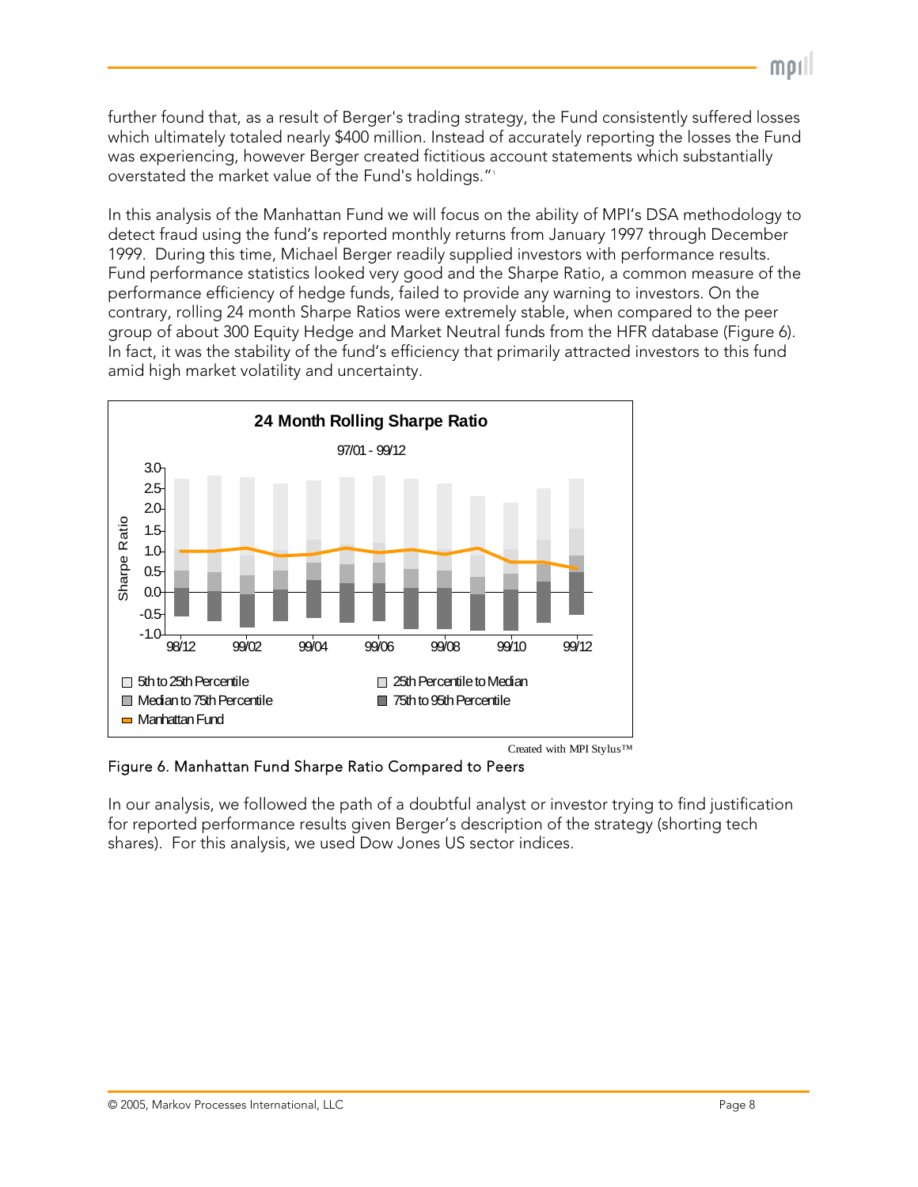further found that, as a result of Berger's trading strategy, the Fund consistently suffered losses which ultimately totaled nearly $400 million. Instead of accurately reporting the losses the Fund was experiencing, however Berger created fictitious account statements which substantially overstated the market value of the Fund's holdings."[1]

In this analysis of the Manhattan Fund we will focus on the ability of MPI's DSA methodology to detect fraud using the fund's reported monthly returns from January 1997 through December 1999. During this time, Michael Berger readily supplied investors with performance results. Fund performance statistics looked very good and the Sharpe Ratio, a common measure of the performance efficiency of hedge funds, failed to provide any warning to investors. On the contrary, rolling 24 month Sharpe Ratios were extremely stable, when compared to the peer group of about 300 Equity Hedge and Market Neutral funds from the HFR database (Figure 6). In fact, it was the stability of the fund's efficiency that primarily attracted investors to this fund amid high market volatility and uncertainty.

Figure 6. Manhattan Fund Sharpe Ratio Compared to Peers

In our analysis, we followed the path of a doubtful analyst or investor trying to find justification for reported performance results given Berger's description of the strategy (shorting tech shares). For this analysis, we used Dow Jones US sector indices.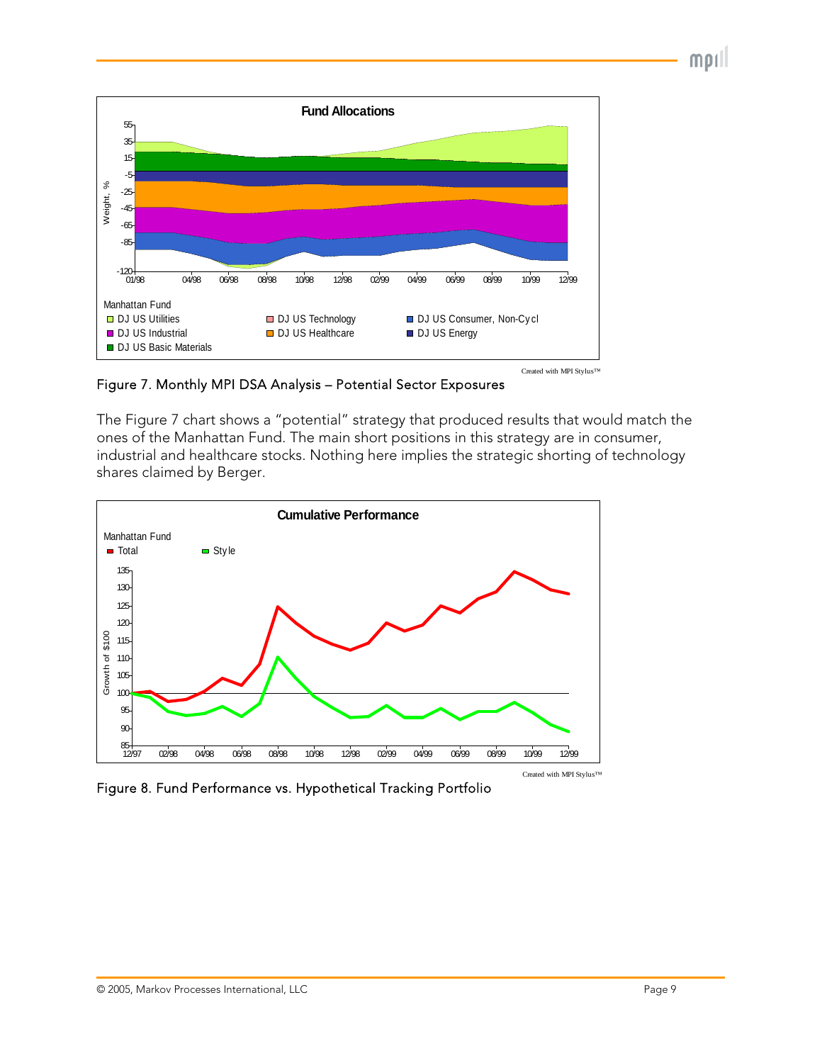Figure 7. Monthly MPI DSA Analysis – Potential Sector Exposures

The Figure 7 chart shows a "potential" strategy that produced results that would match the ones of the Manhattan Fund. The main short positions in this strategy are in consumer, industrial and healthcare stocks. Nothing here implies the strategic shorting of technology shares claimed by Berger.

Figure 8. Fund Performance vs. Hypothetical Tracking Portfolio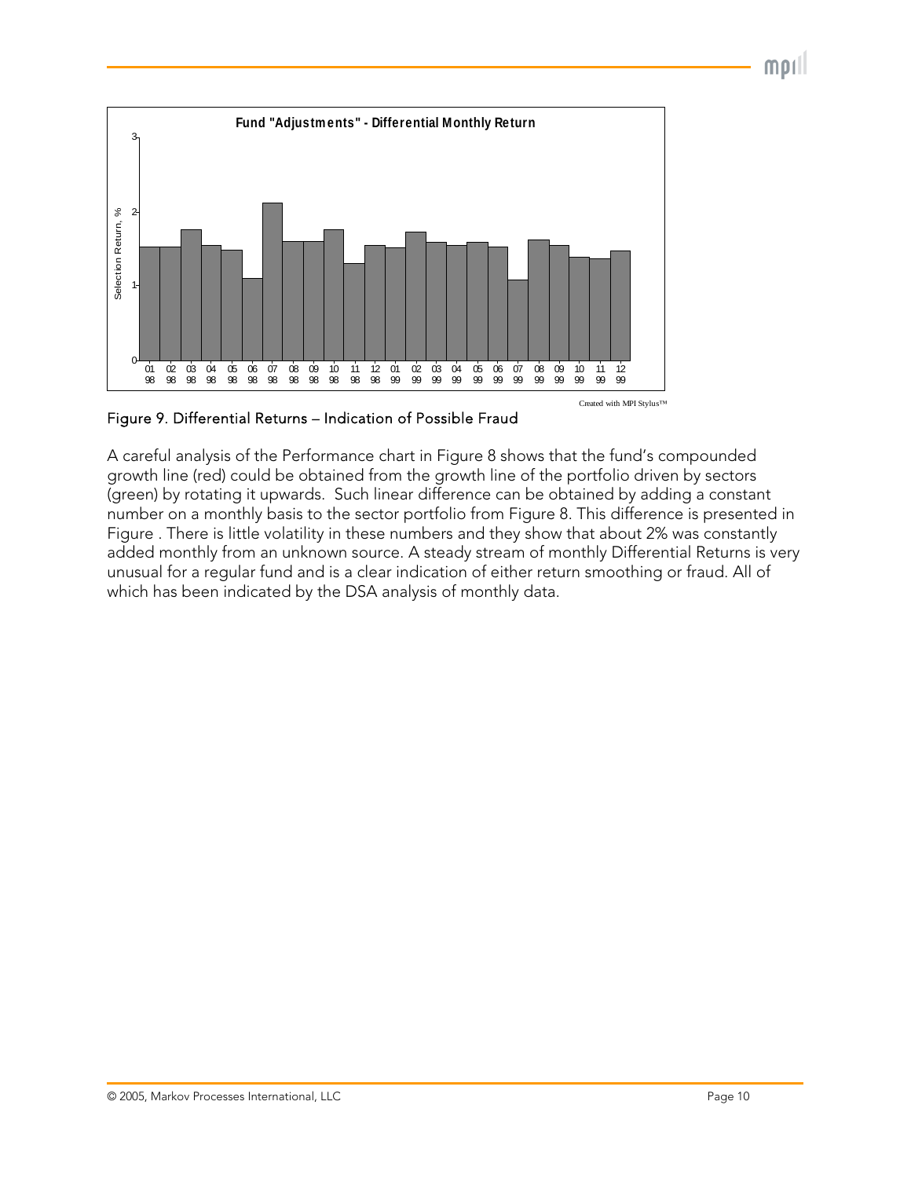Figure 9. Differential Returns – Indication of Possible Fraud

A careful analysis of the Performance chart in Figure 8 shows that the fund's compounded growth line (red) could be obtained from the growth line of the portfolio driven by sectors (green) by rotating it upwards. Such linear difference can be obtained by adding a constant number on a monthly basis to the sector portfolio from Figure 8. This difference is presented in Figure . There is little volatility in these numbers and they show that about 2% was constantly added monthly from an unknown source. A steady stream of monthly Differential Returns is very unusual for a regular fund and is a clear indication of either return smoothing or fraud. All of which has been indicated by the DSA analysis of monthly data.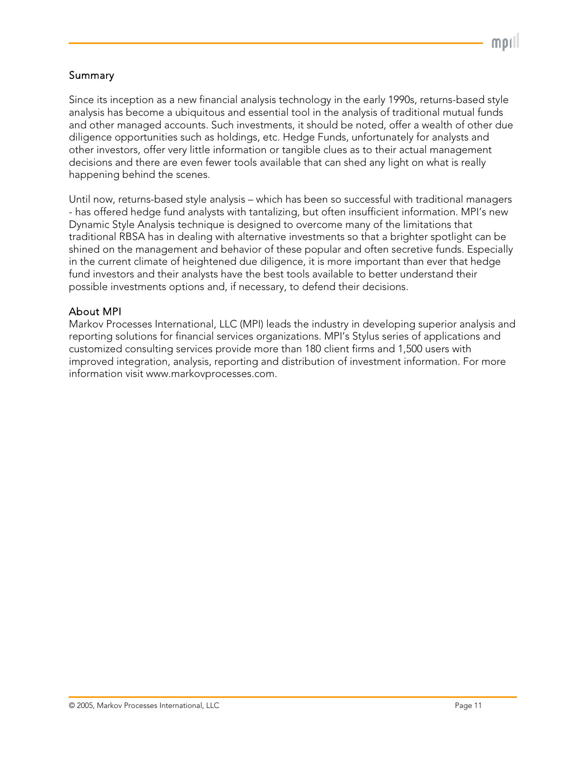## Summary

Since its inception as a new financial analysis technology in the early 1990s, returns-based style analysis has become a ubiquitous and essential tool in the analysis of traditional mutual funds and other managed accounts. Such investments, it should be noted, offer a wealth of other due diligence opportunities such as holdings, etc. Hedge Funds, unfortunately for analysts and other investors, offer very little information or tangible clues as to their actual management decisions and there are even fewer tools available that can shed any light on what is really happening behind the scenes.

Until now, returns-based style analysis – which has been so successful with traditional managers - has offered hedge fund analysts with tantalizing, but often insufficient information. MPI's new Dynamic Style Analysis technique is designed to overcome many of the limitations that traditional RBSA has in dealing with alternative investments so that a brighter spotlight can be shined on the management and behavior of these popular and often secretive funds. Especially in the current climate of heightened due diligence, it is more important than ever that hedge fund investors and their analysts have the best tools available to better understand their possible investments options and, if necessary, to defend their decisions.

## About MPI

Markov Processes International, LLC (MPI) leads the industry in developing superior analysis and reporting solutions for financial services organizations. MPI's Stylus series of applications and customized consulting services provide more than 180 client firms and 1,500 users with improved integration, analysis, reporting and distribution of investment information. For more information visit www.markovprocesses.com.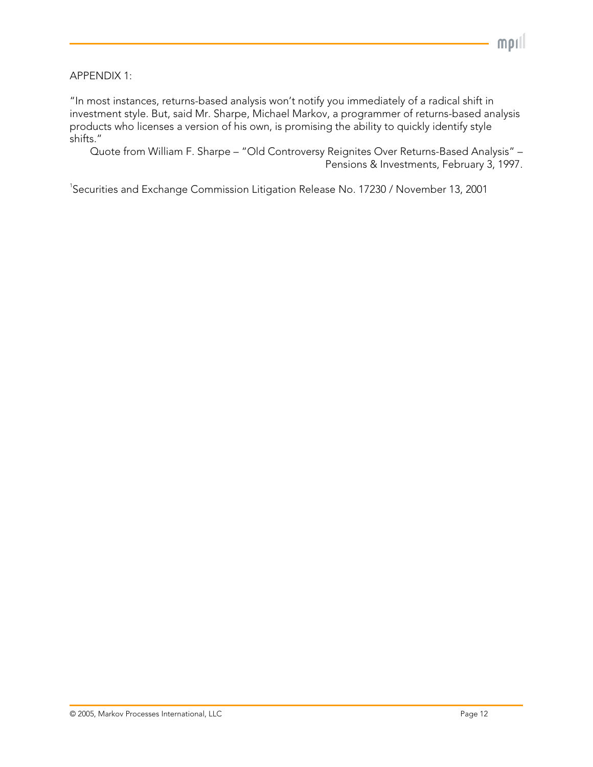APPENDIX 1:

"In most instances, returns-based analysis won't notify you immediately of a radical shift in investment style. But, said Mr. Sharpe, Michael Markov, a programmer of returns-based analysis products who licenses a version of his own, is promising the ability to quickly identify style shifts."

Quote from William F. Sharpe – "Old Controversy Reignites Over Returns-Based Analysis" – Pensions & Investments, February 3, 1997.

[1]Securities and Exchange Commission Litigation Release No. 17230 / November 13, 2001